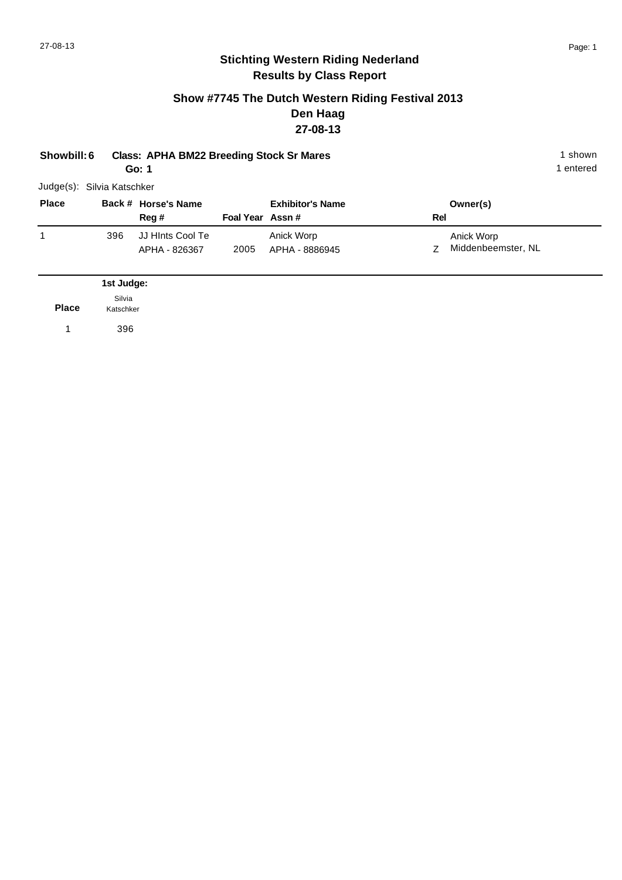## Stichting Western Riding Nederland
## Results by Class Report

### Show #7745 The Dutch Western Riding Festival 2013
### Den Haag
### 27-08-13

**Showbill: 6** **Class: APHA BM22 Breeding Stock Sr Mares** 1 shown

**Go: 1** 1 entered

Judge(s): Silvia Katschker

| Place | Back # | Horse's Name / Reg # | Foal Year | Exhibitor's Name / Assn # | Rel | Owner(s) |
|---|---|---|---|---|---|---|
| 1 | 396 | JJ HInts Cool Te<br>APHA - 826367 | 2005 | Anick Worp<br>APHA - 8886945 | Z | Anick Worp<br>Middenbeemster, NL |

| Place | 1st Judge: Silvia Katschker |
|---|---|
| 1 | 396 |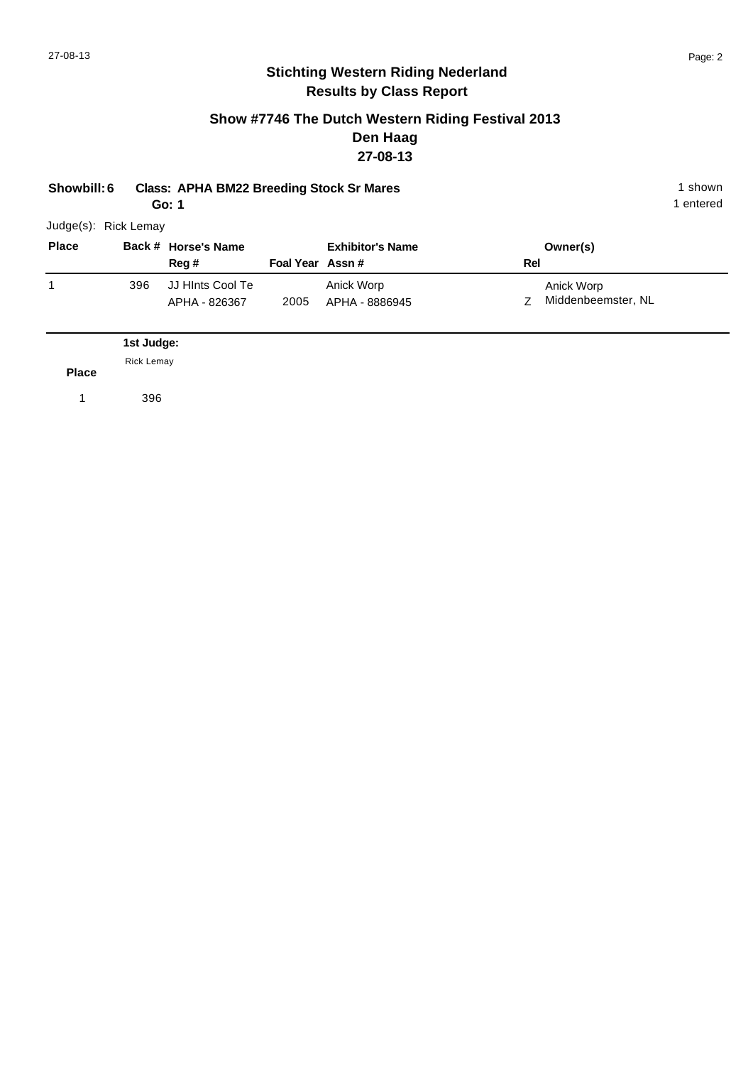## Stichting Western Riding Nederland
## Results by Class Report

### Show #7746 The Dutch Western Riding Festival 2013
### Den Haag
### 27-08-13

**Showbill: 6** **Class: APHA BM22 Breeding Stock Sr Mares** 1 shown
**Go: 1** 1 entered

Judge(s): Rick Lemay

| Place | Back # | Horse's Name / Reg # | Foal Year | Exhibitor's Name / Assn # | Rel | Owner(s) |
|---|---|---|---|---|---|---|
| 1 | 396 | JJ HInts Cool Te<br>APHA - 826367 | 2005 | Anick Worp<br>APHA - 8886945 | Z | Anick Worp<br>Middenbeemster, NL |

| Place | 1st Judge: Rick Lemay |
|---|---|
| 1 | 396 |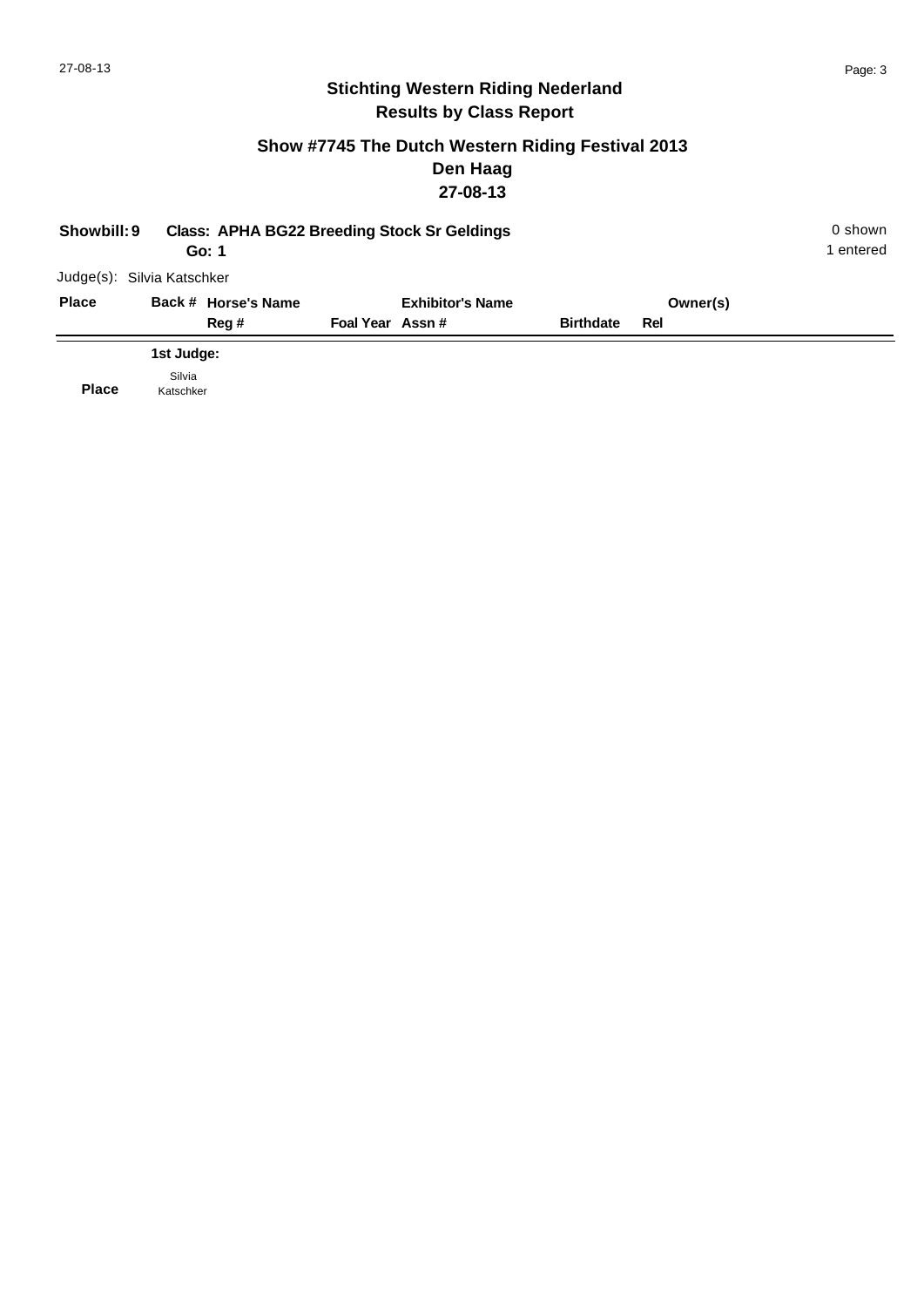## Stichting Western Riding Nederland
## Results by Class Report

### Show #7745 The Dutch Western Riding Festival 2013
### Den Haag
### 27-08-13

**Showbill: 9** **Class: APHA BG22 Breeding Stock Sr Geldings** 0 shown
**Go: 1** 1 entered

Judge(s): Silvia Katschker

| Place | Back # | Horse's Name / Reg # | Foal Year | Exhibitor's Name / Assn # | Birthdate | Owner(s) / Rel |
|---|---|---|---|---|---|---|

**1st Judge:**

| Place | Silvia Katschker |
|---|---|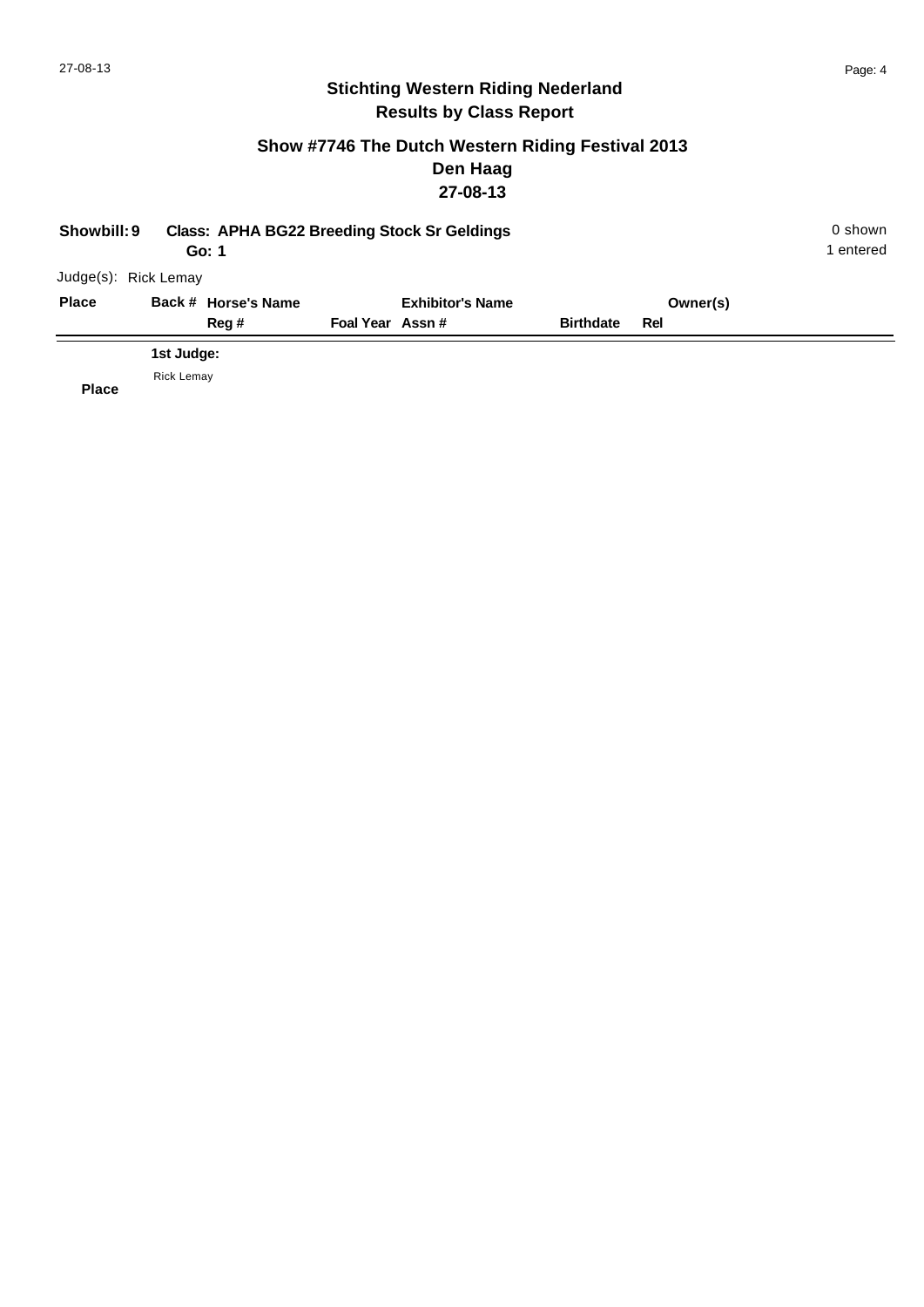# Stichting Western Riding Nederland
## Results by Class Report

### Show #7746 The Dutch Western Riding Festival 2013
### Den Haag
### 27-08-13

**Showbill: 9** **Class: APHA BG22 Breeding Stock Sr Geldings** 0 shown
**Go: 1** 1 entered

Judge(s): Rick Lemay

| Place | Back # | Horse's Name / Reg # | Foal Year | Exhibitor's Name / Assn # | Birthdate | Owner(s) / Rel |
|---|---|---|---|---|---|---|

**1st Judge:**

Rick Lemay

**Place**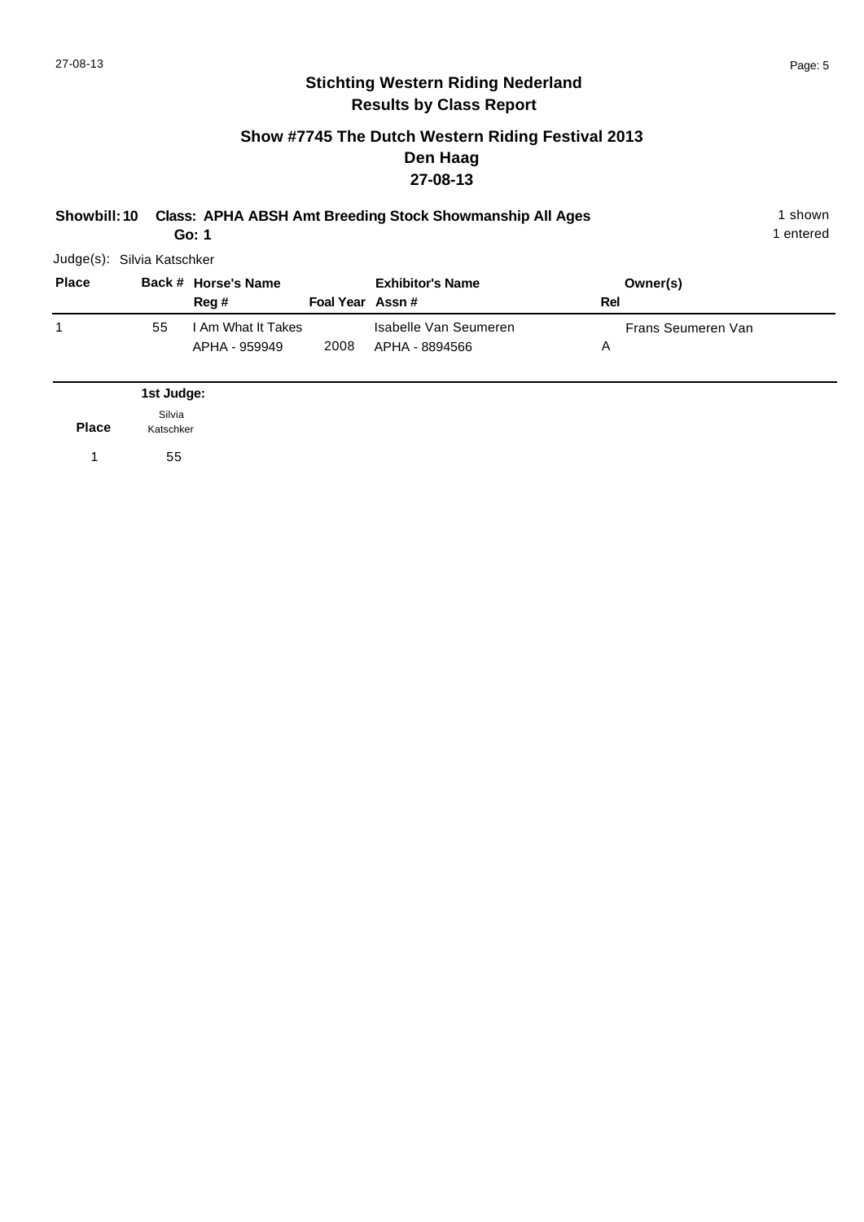# Stichting Western Riding Nederland

## Results by Class Report

### Show #7745 The Dutch Western Riding Festival 2013

### Den Haag

### 27-08-13

**Showbill: 10** **Class: APHA ABSH Amt Breeding Stock Showmanship All Ages** 1 shown

**Go: 1** 1 entered

Judge(s): Silvia Katschker

| Place | Back # | Horse's Name / Reg # | Foal Year | Exhibitor's Name / Assn # | Owner(s) / Rel |
|---|---|---|---|---|---|
| 1 | 55 | I Am What It Takes<br>APHA - 959949 | 2008 | Isabelle Van Seumeren<br>APHA - 8894566 | Frans Seumeren Van<br>A |

| Place | 1st Judge: Silvia Katschker |
|---|---|
| 1 | 55 |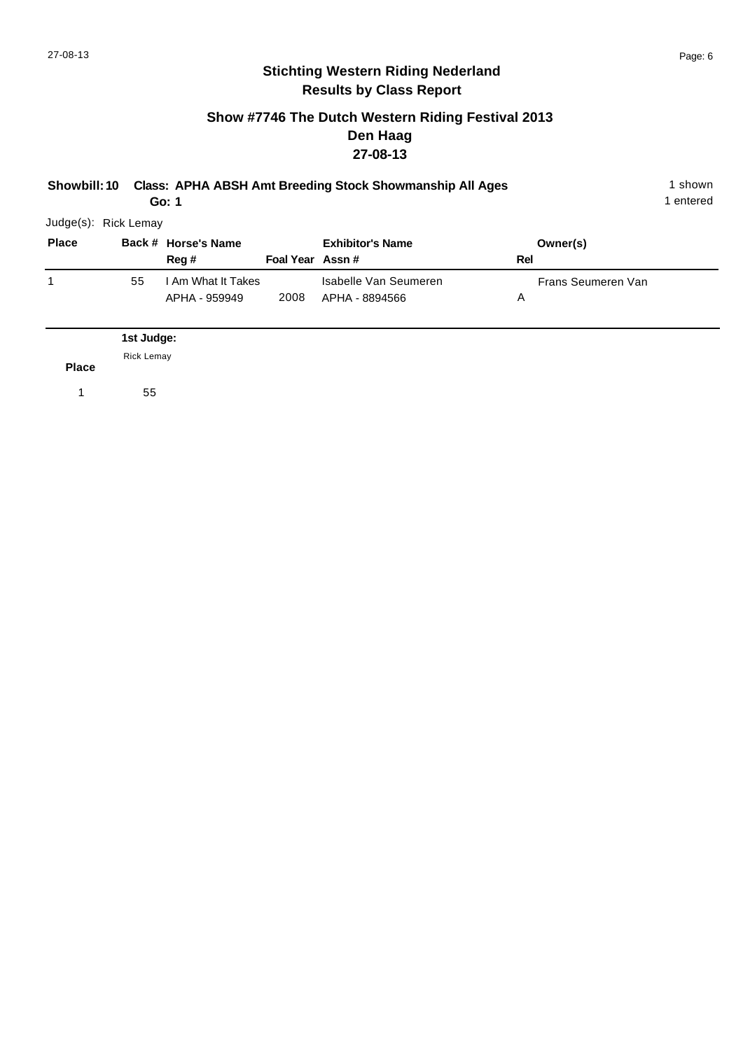## Stichting Western Riding Nederland
## Results by Class Report

### Show #7746 The Dutch Western Riding Festival 2013
### Den Haag
### 27-08-13

**Showbill: 10 Class: APHA ABSH Amt Breeding Stock Showmanship All Ages** — 1 shown

**Go: 1** — 1 entered

Judge(s): Rick Lemay

| Place | Back # | Horse's Name / Reg # | Foal Year | Exhibitor's Name / Assn # | Owner(s) / Rel |
|---|---|---|---|---|---|
| 1 | 55 | I Am What It Takes<br>APHA - 959949 | 2008 | Isabelle Van Seumeren<br>APHA - 8894566 | Frans Seumeren Van<br>A |

| Place | 1st Judge: Rick Lemay |
|---|---|
| 1 | 55 |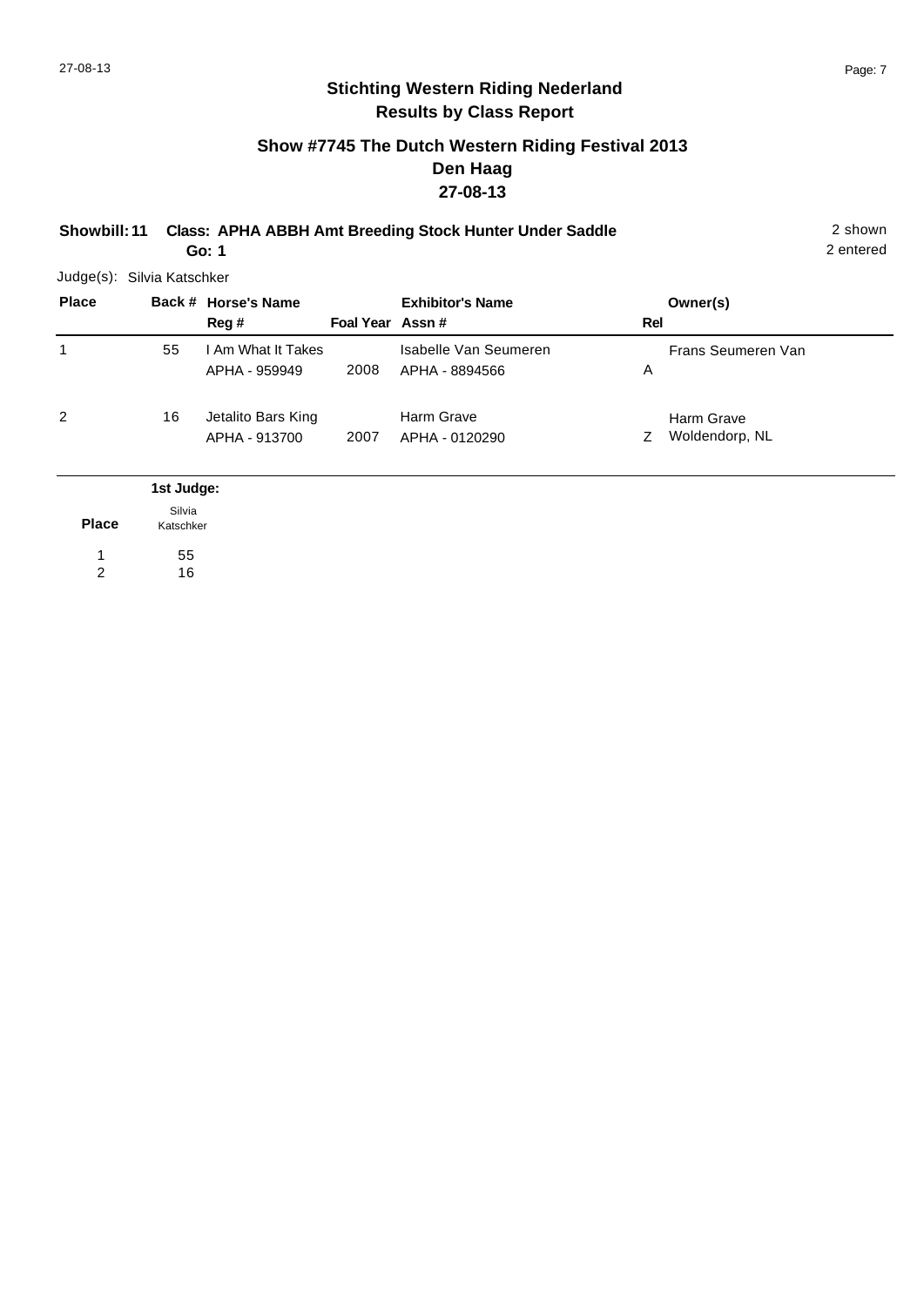## Stichting Western Riding Nederland
## Results by Class Report

### Show #7745 The Dutch Western Riding Festival 2013
### Den Haag
### 27-08-13

**Showbill: 11** **Class: APHA ABBH Amt Breeding Stock Hunter Under Saddle** 2 shown
**Go: 1** 2 entered

Judge(s): Silvia Katschker

| Place | Back # | Horse's Name / Reg # | Foal Year | Exhibitor's Name / Assn # | Rel | Owner(s) |
|---|---|---|---|---|---|---|
| 1 | 55 | I Am What It Takes<br>APHA - 959949 | 2008 | Isabelle Van Seumeren<br>APHA - 8894566 | A | Frans Seumeren Van |
| 2 | 16 | Jetalito Bars King<br>APHA - 913700 | 2007 | Harm Grave<br>APHA - 0120290 | Z | Harm Grave<br>Woldendorp, NL |

| Place | 1st Judge: Silvia Katschker |
|---|---|
| 1 | 55 |
| 2 | 16 |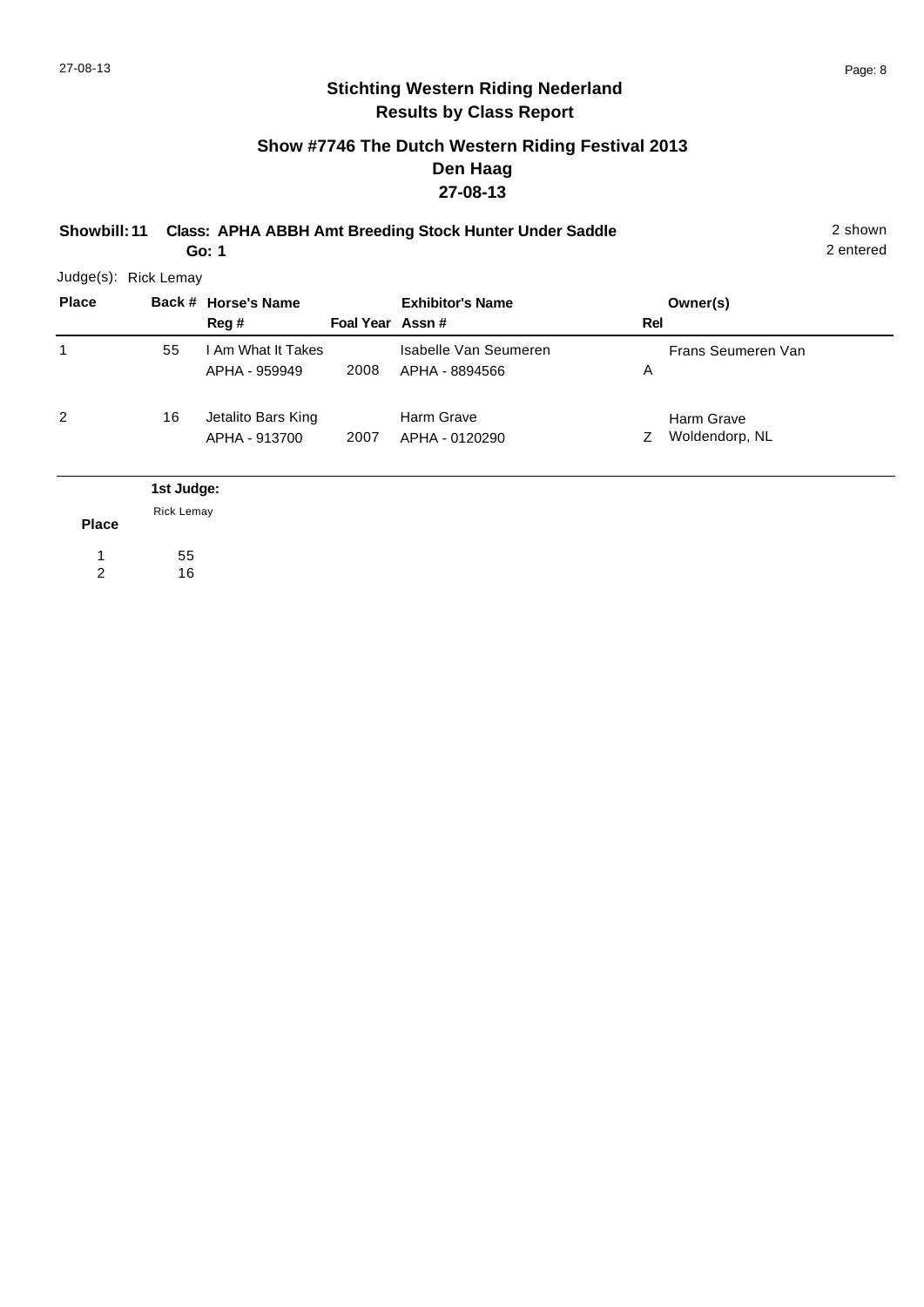## Stichting Western Riding Nederland
## Results by Class Report

### Show #7746 The Dutch Western Riding Festival 2013
### Den Haag
### 27-08-13

**Showbill: 11** **Class: APHA ABBH Amt Breeding Stock Hunter Under Saddle** 2 shown
**Go: 1** 2 entered

Judge(s): Rick Lemay

| Place | Back # | Horse's Name / Reg # | Foal Year | Exhibitor's Name / Assn # | Rel | Owner(s) |
|---|---|---|---|---|---|---|
| 1 | 55 | I Am What It Takes<br>APHA - 959949 | 2008 | Isabelle Van Seumeren<br>APHA - 8894566 | A | Frans Seumeren Van |
| 2 | 16 | Jetalito Bars King<br>APHA - 913700 | 2007 | Harm Grave<br>APHA - 0120290 | Z | Harm Grave<br>Woldendorp, NL |

| Place | 1st Judge:<br>Rick Lemay |
|---|---|
| 1 | 55 |
| 2 | 16 |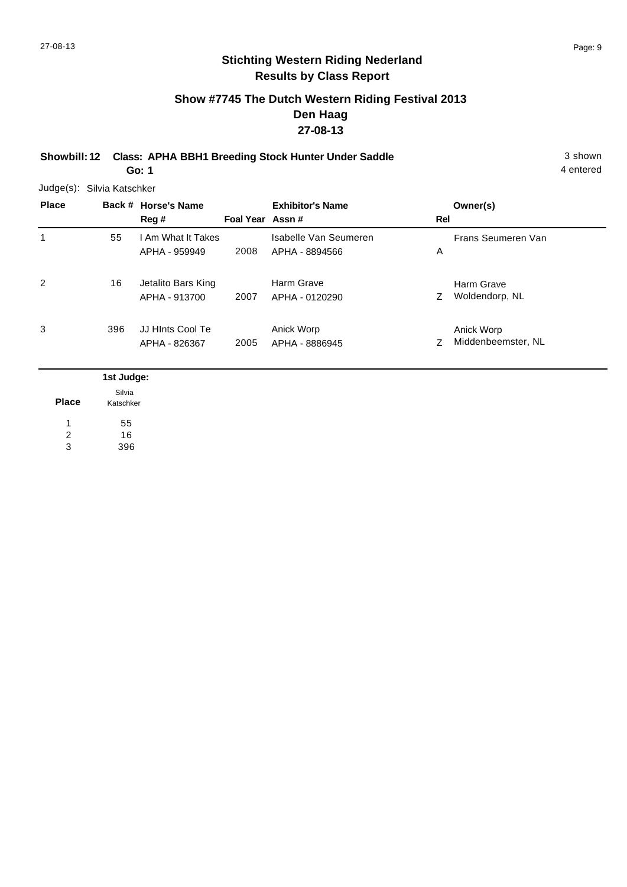## Stichting Western Riding Nederland
## Results by Class Report

### Show #7745 The Dutch Western Riding Festival 2013
### Den Haag
### 27-08-13

**Showbill: 12 Class: APHA BBH1 Breeding Stock Hunter Under Saddle** — 3 shown, 4 entered

**Go: 1**

Judge(s): Silvia Katschker

| Place | Back # | Horse's Name / Reg # | Foal Year | Exhibitor's Name / Assn # | Rel | Owner(s) |
|---|---|---|---|---|---|---|
| 1 | 55 | I Am What It Takes<br>APHA - 959949 | 2008 | Isabelle Van Seumeren<br>APHA - 8894566 | A | Frans Seumeren Van |
| 2 | 16 | Jetalito Bars King<br>APHA - 913700 | 2007 | Harm Grave<br>APHA - 0120290 | Z | Harm Grave<br>Woldendorp, NL |
| 3 | 396 | JJ HInts Cool Te<br>APHA - 826367 | 2005 | Anick Worp<br>APHA - 8886945 | Z | Anick Worp<br>Middenbeemster, NL |

| Place | 1st Judge: Silvia Katschker |
|---|---|
| 1 | 55 |
| 2 | 16 |
| 3 | 396 |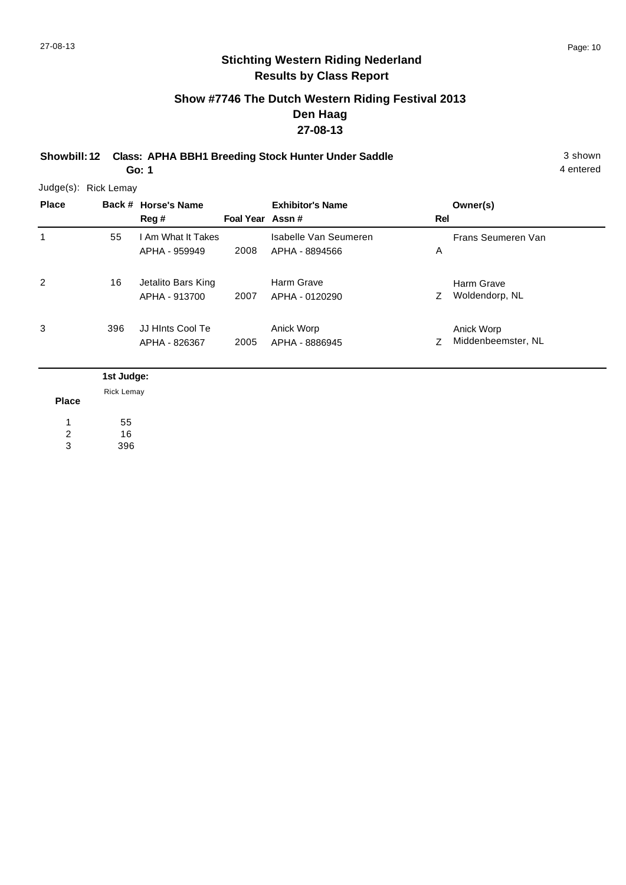# Stichting Western Riding Nederland
## Results by Class Report

### Show #7746 The Dutch Western Riding Festival 2013
### Den Haag
### 27-08-13

**Showbill: 12 Class: APHA BBH1 Breeding Stock Hunter Under Saddle** 3 shown

**Go: 1** 4 entered

Judge(s): Rick Lemay

| Place | Back # | Horse's Name / Reg # | Foal Year | Exhibitor's Name / Assn # | Rel | Owner(s) |
|---|---|---|---|---|---|---|
| 1 | 55 | I Am What It Takes<br>APHA - 959949 | 2008 | Isabelle Van Seumeren<br>APHA - 8894566 | A | Frans Seumeren Van |
| 2 | 16 | Jetalito Bars King<br>APHA - 913700 | 2007 | Harm Grave<br>APHA - 0120290 | Z | Harm Grave<br>Woldendorp, NL |
| 3 | 396 | JJ HInts Cool Te<br>APHA - 826367 | 2005 | Anick Worp<br>APHA - 8886945 | Z | Anick Worp<br>Middenbeemster, NL |

| Place | 1st Judge: Rick Lemay |
|---|---|
| 1 | 55 |
| 2 | 16 |
| 3 | 396 |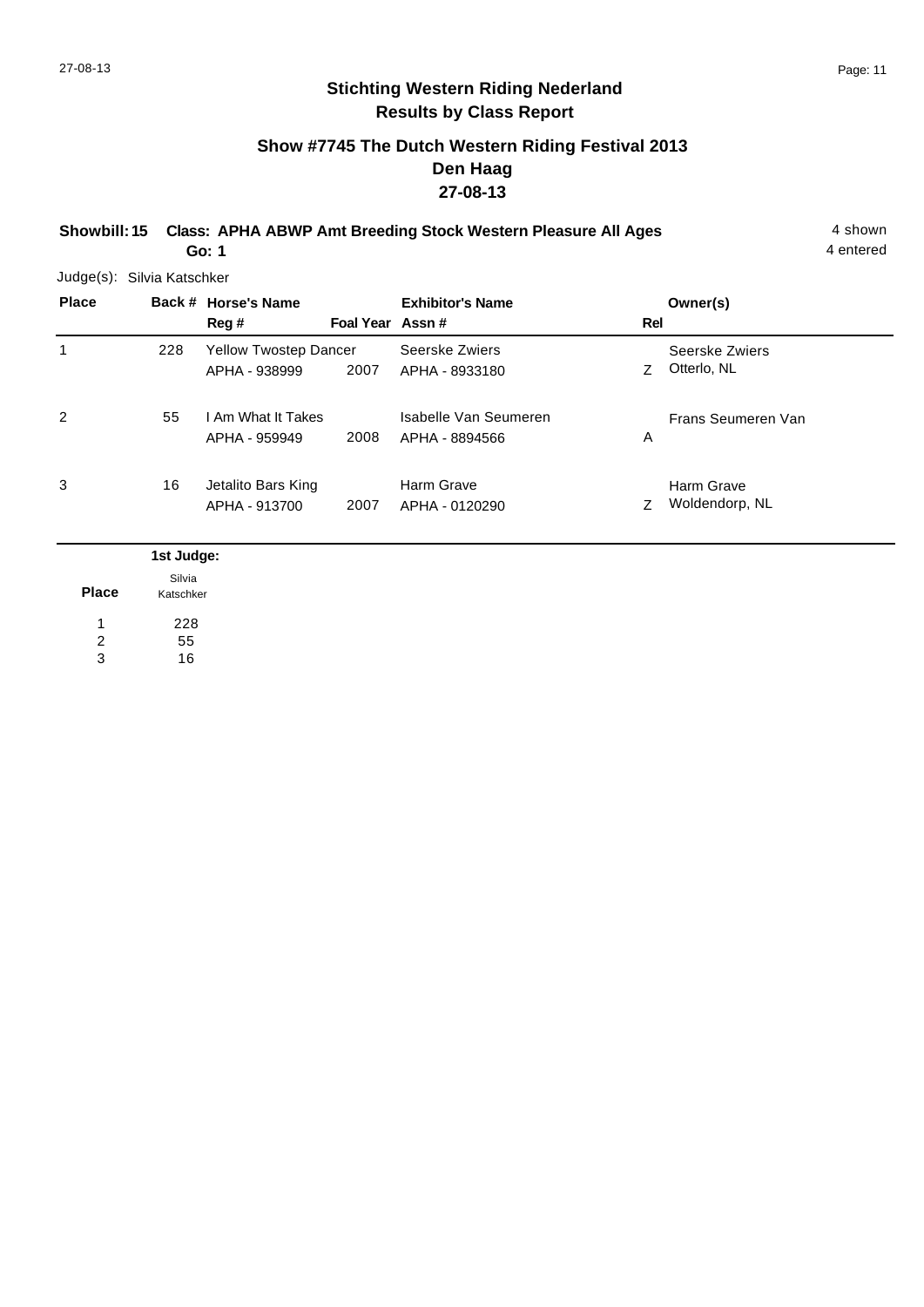## Stichting Western Riding Nederland
## Results by Class Report

### Show #7745 The Dutch Western Riding Festival 2013
### Den Haag
### 27-08-13

**Showbill: 15** **Class: APHA ABWP Amt Breeding Stock Western Pleasure All Ages** 4 shown
**Go: 1** 4 entered

Judge(s): Silvia Katschker

| Place | Back # | Horse's Name / Reg # | Foal Year | Exhibitor's Name / Assn # | Rel | Owner(s) |
|---|---|---|---|---|---|---|
| 1 | 228 | Yellow Twostep Dancer<br>APHA - 938999 | 2007 | Seerske Zwiers<br>APHA - 8933180 | Z | Seerske Zwiers<br>Otterlo, NL |
| 2 | 55 | I Am What It Takes<br>APHA - 959949 | 2008 | Isabelle Van Seumeren<br>APHA - 8894566 | A | Frans Seumeren Van |
| 3 | 16 | Jetalito Bars King<br>APHA - 913700 | 2007 | Harm Grave<br>APHA - 0120290 | Z | Harm Grave<br>Woldendorp, NL |

| Place | 1st Judge: Silvia Katschker |
|---|---|
| 1 | 228 |
| 2 | 55 |
| 3 | 16 |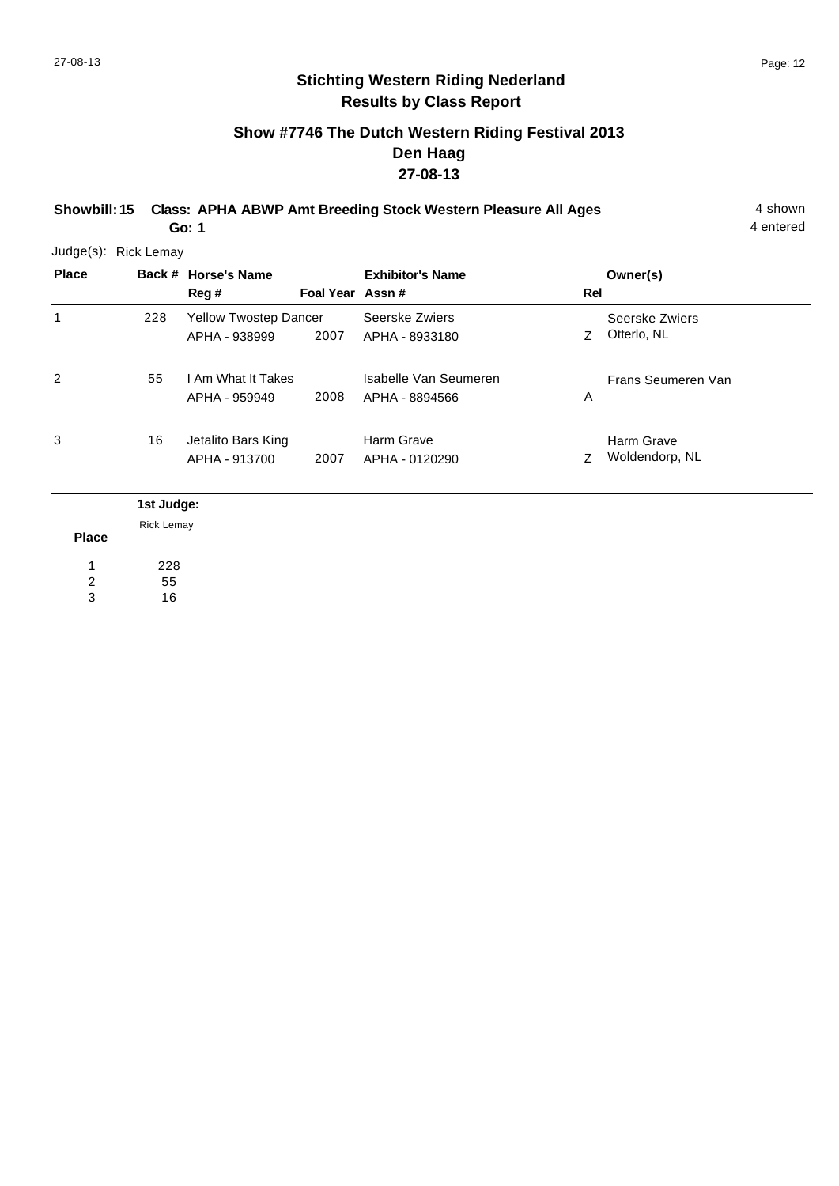## Stichting Western Riding Nederland
## Results by Class Report

### Show #7746 The Dutch Western Riding Festival 2013
### Den Haag
### 27-08-13

**Showbill: 15** **Class: APHA ABWP Amt Breeding Stock Western Pleasure All Ages** 4 shown

**Go: 1** 4 entered

Judge(s): Rick Lemay

| Place | Back # | Horse's Name / Reg # | Foal Year | Exhibitor's Name / Assn # | Rel | Owner(s) |
|---|---|---|---|---|---|---|
| 1 | 228 | Yellow Twostep Dancer<br>APHA - 938999 | 2007 | Seerske Zwiers<br>APHA - 8933180 | Z | Seerske Zwiers<br>Otterlo, NL |
| 2 | 55 | I Am What It Takes<br>APHA - 959949 | 2008 | Isabelle Van Seumeren<br>APHA - 8894566 | A | Frans Seumeren Van |
| 3 | 16 | Jetalito Bars King<br>APHA - 913700 | 2007 | Harm Grave<br>APHA - 0120290 | Z | Harm Grave<br>Woldendorp, NL |

| Place | 1st Judge:<br>Rick Lemay |
|---|---|
| 1 | 228 |
| 2 | 55 |
| 3 | 16 |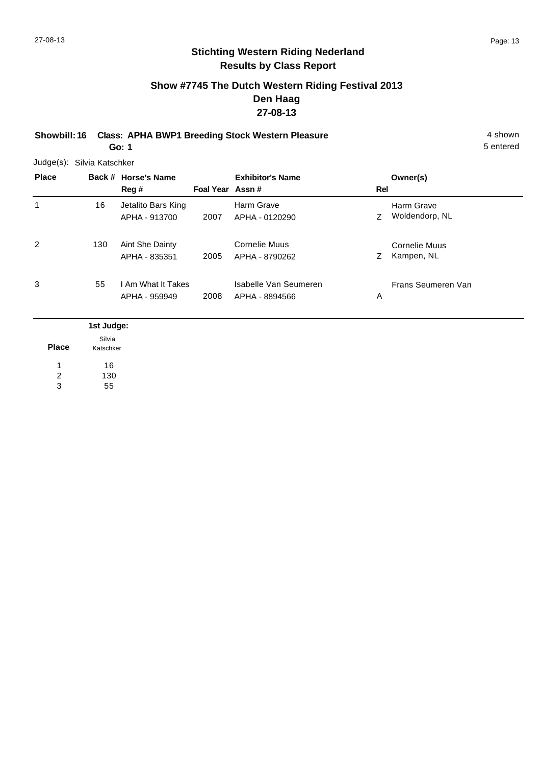# Stichting Western Riding Nederland
## Results by Class Report

### Show #7745 The Dutch Western Riding Festival 2013
### Den Haag
### 27-08-13

**Showbill: 16 Class: APHA BWP1 Breeding Stock Western Pleasure** 4 shown
**Go: 1** 5 entered

Judge(s): Silvia Katschker

| Place | Back # | Horse's Name / Reg # | Foal Year | Exhibitor's Name / Assn # | Rel | Owner(s) |
|---|---|---|---|---|---|---|
| 1 | 16 | Jetalito Bars King<br>APHA - 913700 | 2007 | Harm Grave<br>APHA - 0120290 | Z | Harm Grave<br>Woldendorp, NL |
| 2 | 130 | Aint She Dainty<br>APHA - 835351 | 2005 | Cornelie Muus<br>APHA - 8790262 | Z | Cornelie Muus<br>Kampen, NL |
| 3 | 55 | I Am What It Takes<br>APHA - 959949 | 2008 | Isabelle Van Seumeren<br>APHA - 8894566 | A | Frans Seumeren Van |

| Place | 1st Judge: Silvia Katschker |
|---|---|
| 1 | 16 |
| 2 | 130 |
| 3 | 55 |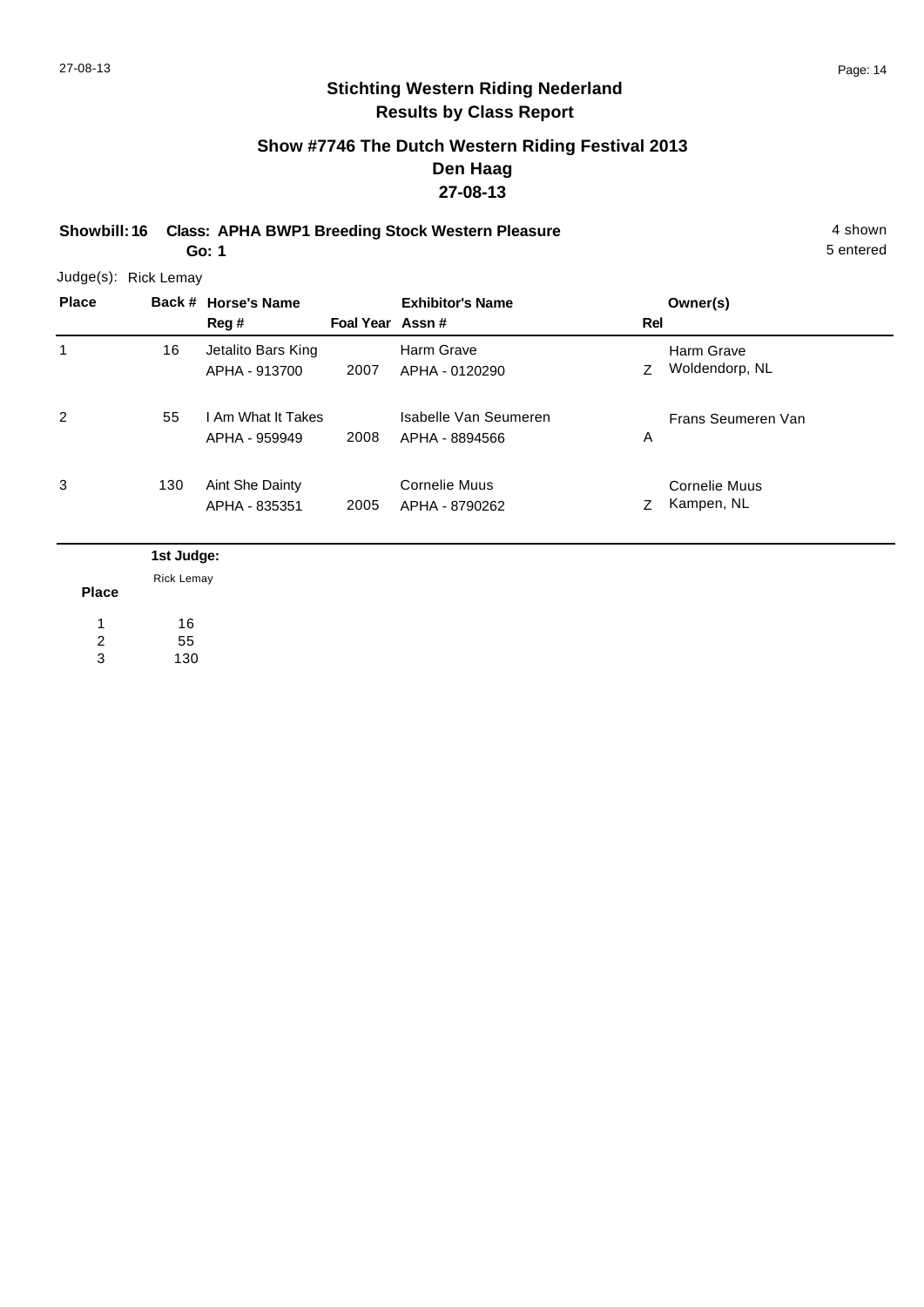## Stichting Western Riding Nederland
## Results by Class Report

### Show #7746 The Dutch Western Riding Festival 2013
### Den Haag
### 27-08-13

**Showbill: 16 Class: APHA BWP1 Breeding Stock Western Pleasure** 4 shown
**Go: 1** 5 entered

Judge(s): Rick Lemay

| Place | Back # | Horse's Name / Reg # | Foal Year | Exhibitor's Name / Assn # | Rel | Owner(s) |
|---|---|---|---|---|---|---|
| 1 | 16 | Jetalito Bars King<br>APHA - 913700 | 2007 | Harm Grave<br>APHA - 0120290 | Z | Harm Grave<br>Woldendorp, NL |
| 2 | 55 | I Am What It Takes<br>APHA - 959949 | 2008 | Isabelle Van Seumeren<br>APHA - 8894566 | A | Frans Seumeren Van |
| 3 | 130 | Aint She Dainty<br>APHA - 835351 | 2005 | Cornelie Muus<br>APHA - 8790262 | Z | Cornelie Muus<br>Kampen, NL |

| Place | 1st Judge: Rick Lemay |
|---|---|
| 1 | 16 |
| 2 | 55 |
| 3 | 130 |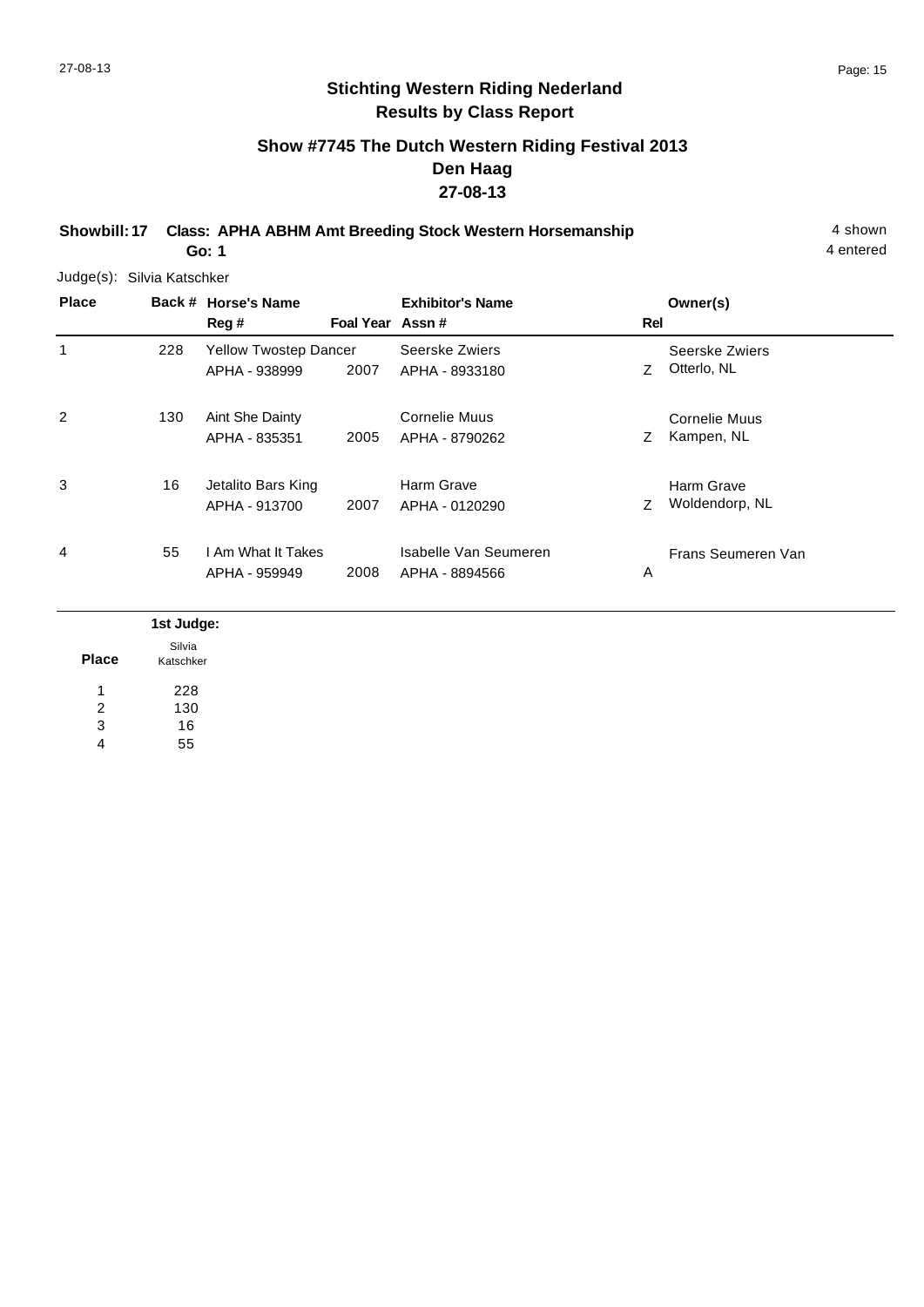## Stichting Western Riding Nederland
## Results by Class Report

### Show #7745 The Dutch Western Riding Festival 2013
### Den Haag
### 27-08-13

**Showbill: 17  Class: APHA ABHM Amt Breeding Stock Western Horsemanship**  4 shown
**Go: 1**  4 entered

Judge(s): Silvia Katschker

| Place | Back # | Horse's Name / Reg # | Foal Year | Exhibitor's Name / Assn # | Rel | Owner(s) |
|---|---|---|---|---|---|---|
| 1 | 228 | Yellow Twostep Dancer<br>APHA - 938999 | 2007 | Seerske Zwiers<br>APHA - 8933180 | Z | Seerske Zwiers<br>Otterlo, NL |
| 2 | 130 | Aint She Dainty<br>APHA - 835351 | 2005 | Cornelie Muus<br>APHA - 8790262 | Z | Cornelie Muus<br>Kampen, NL |
| 3 | 16 | Jetalito Bars King<br>APHA - 913700 | 2007 | Harm Grave<br>APHA - 0120290 | Z | Harm Grave<br>Woldendorp, NL |
| 4 | 55 | I Am What It Takes<br>APHA - 959949 | 2008 | Isabelle Van Seumeren<br>APHA - 8894566 | A | Frans Seumeren Van |

| Place | 1st Judge: Silvia Katschker |
|---|---|
| 1 | 228 |
| 2 | 130 |
| 3 | 16 |
| 4 | 55 |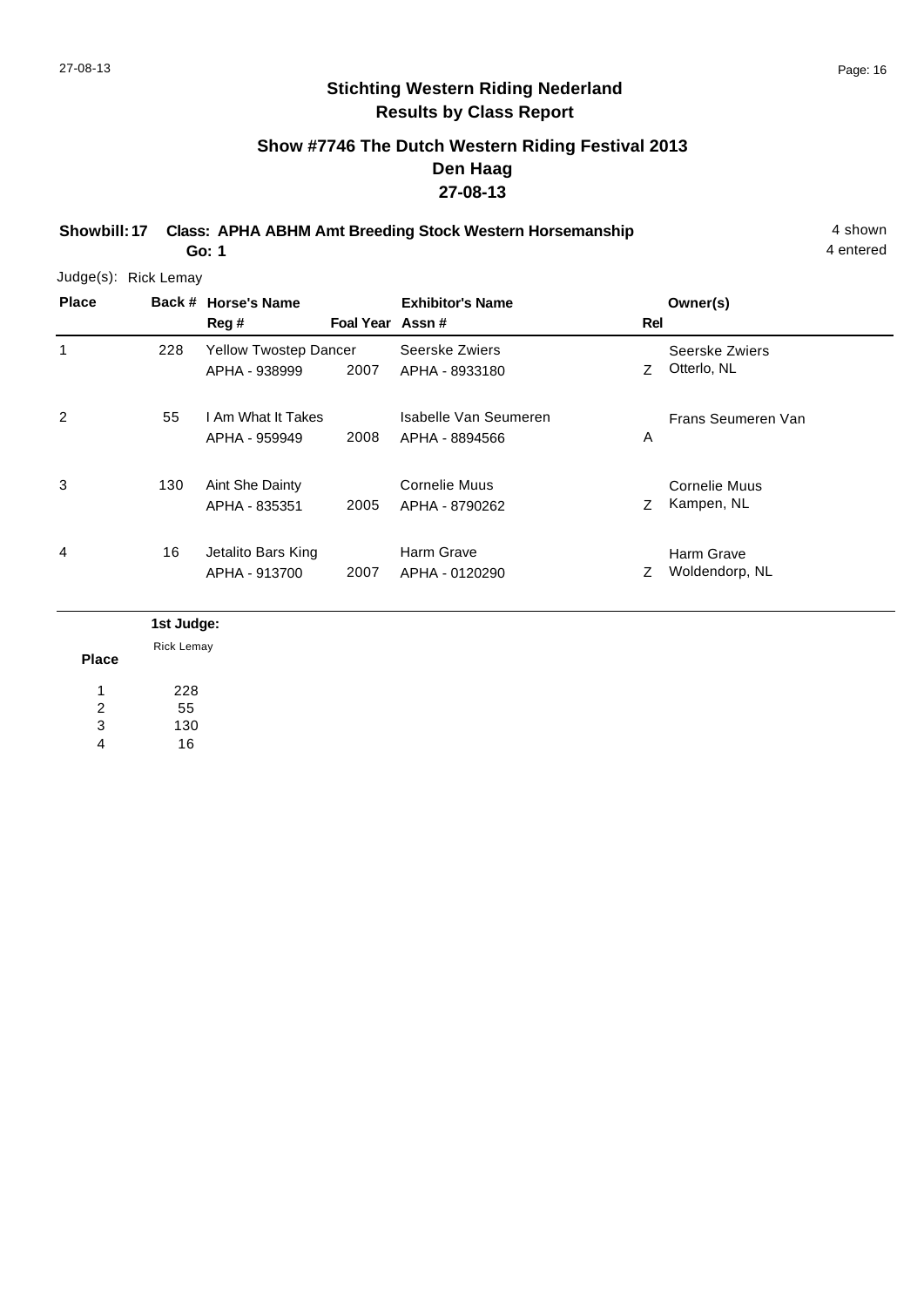## Stichting Western Riding Nederland
## Results by Class Report

### Show #7746 The Dutch Western Riding Festival 2013
### Den Haag
### 27-08-13

**Showbill: 17 Class: APHA ABHM Amt Breeding Stock Western Horsemanship** — 4 shown

**Go: 1** — 4 entered

Judge(s): Rick Lemay

| Place | Back # | Horse's Name / Reg # | Foal Year | Exhibitor's Name / Assn # | Rel | Owner(s) |
|---|---|---|---|---|---|---|
| 1 | 228 | Yellow Twostep Dancer<br>APHA - 938999 | 2007 | Seerske Zwiers<br>APHA - 8933180 | Z | Seerske Zwiers<br>Otterlo, NL |
| 2 | 55 | I Am What It Takes<br>APHA - 959949 | 2008 | Isabelle Van Seumeren<br>APHA - 8894566 | A | Frans Seumeren Van |
| 3 | 130 | Aint She Dainty<br>APHA - 835351 | 2005 | Cornelie Muus<br>APHA - 8790262 | Z | Cornelie Muus<br>Kampen, NL |
| 4 | 16 | Jetalito Bars King<br>APHA - 913700 | 2007 | Harm Grave<br>APHA - 0120290 | Z | Harm Grave<br>Woldendorp, NL |

| Place | 1st Judge:<br>Rick Lemay |
|---|---|
| 1 | 228 |
| 2 | 55 |
| 3 | 130 |
| 4 | 16 |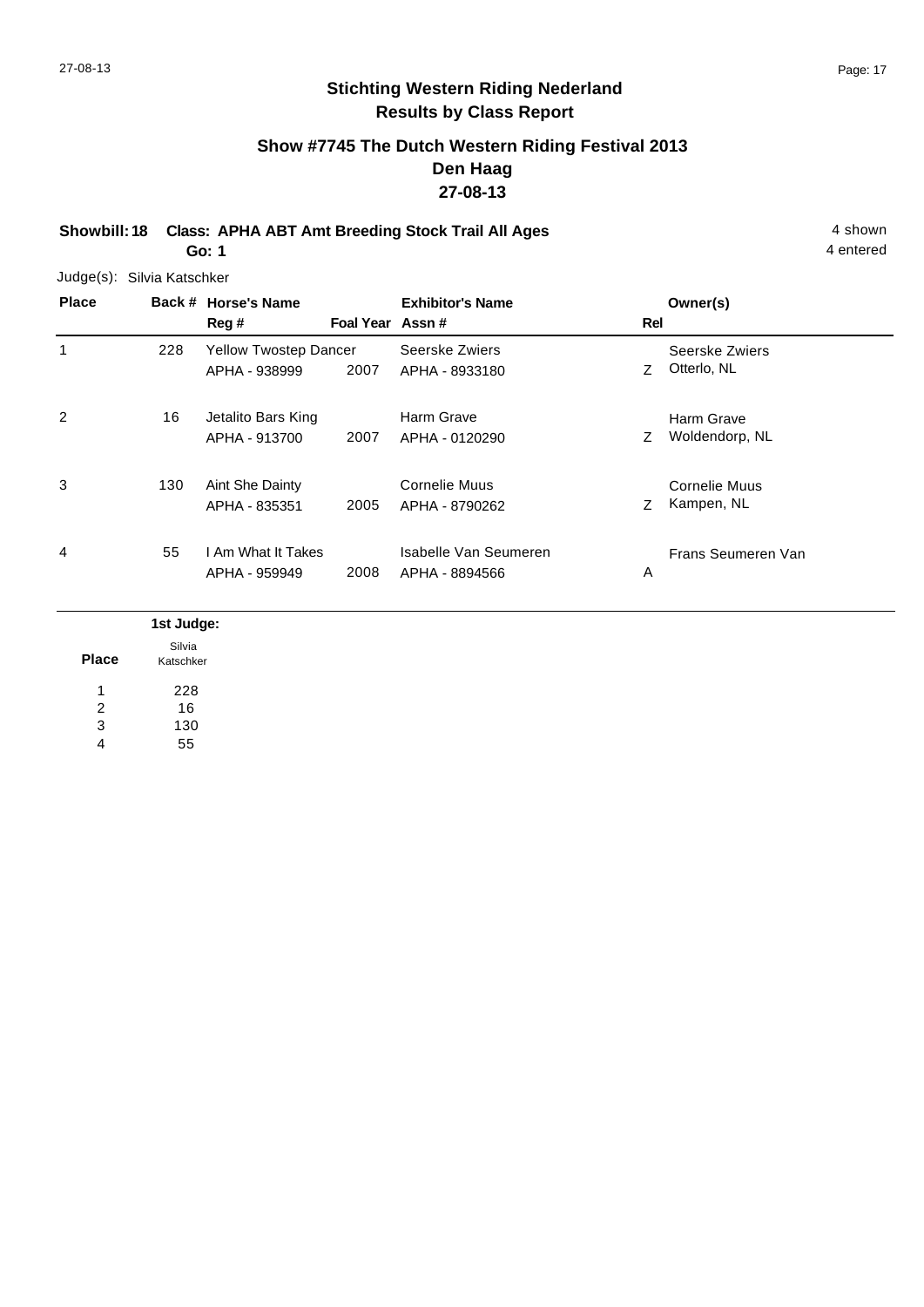# Stichting Western Riding Nederland

## Results by Class Report

### Show #7745 The Dutch Western Riding Festival 2013

### Den Haag

### 27-08-13

**Showbill: 18 Class: APHA ABT Amt Breeding Stock Trail All Ages** — 4 shown

**Go: 1** — 4 entered

Judge(s): Silvia Katschker

| Place | Back # | Horse's Name / Reg # | Foal Year | Exhibitor's Name / Assn # | Rel | Owner(s) |
|---|---|---|---|---|---|---|
| 1 | 228 | Yellow Twostep Dancer / APHA - 938999 | 2007 | Seerske Zwiers / APHA - 8933180 | Z | Seerske Zwiers, Otterlo, NL |
| 2 | 16 | Jetalito Bars King / APHA - 913700 | 2007 | Harm Grave / APHA - 0120290 | Z | Harm Grave, Woldendorp, NL |
| 3 | 130 | Aint She Dainty / APHA - 835351 | 2005 | Cornelie Muus / APHA - 8790262 | Z | Cornelie Muus, Kampen, NL |
| 4 | 55 | I Am What It Takes / APHA - 959949 | 2008 | Isabelle Van Seumeren / APHA - 8894566 | A | Frans Seumeren Van |

| Place | 1st Judge: Silvia Katschker |
|---|---|
| 1 | 228 |
| 2 | 16 |
| 3 | 130 |
| 4 | 55 |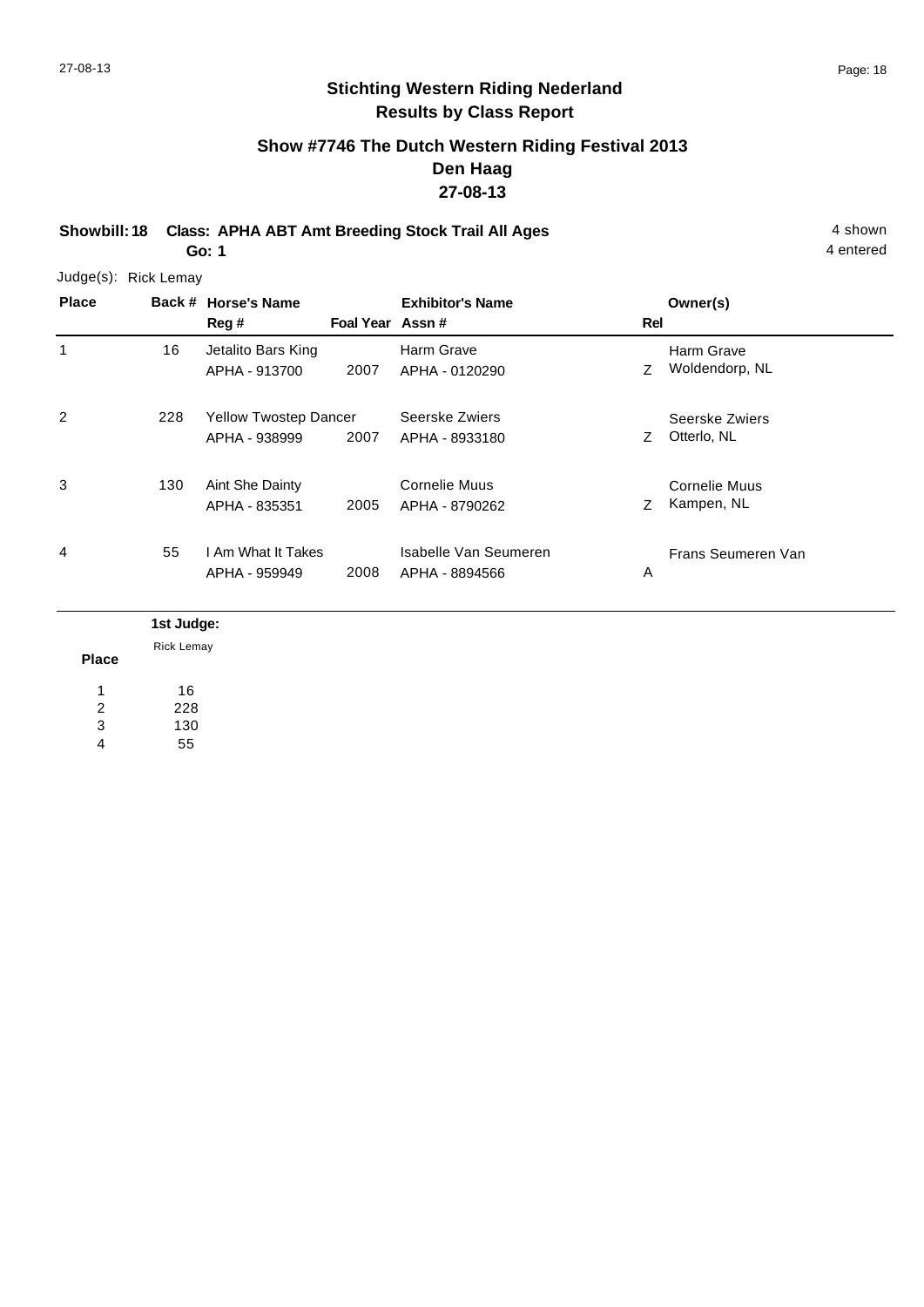## Stichting Western Riding Nederland
## Results by Class Report

### Show #7746 The Dutch Western Riding Festival 2013
### Den Haag
### 27-08-13

**Showbill: 18 Class: APHA ABT Amt Breeding Stock Trail All Ages** 4 shown
**Go: 1** 4 entered

Judge(s): Rick Lemay

| Place | Back # | Horse's Name / Reg # | Foal Year | Exhibitor's Name / Assn # | Rel | Owner(s) |
|---|---|---|---|---|---|---|
| 1 | 16 | Jetalito Bars King<br>APHA - 913700 | 2007 | Harm Grave<br>APHA - 0120290 | Z | Harm Grave<br>Woldendorp, NL |
| 2 | 228 | Yellow Twostep Dancer<br>APHA - 938999 | 2007 | Seerske Zwiers<br>APHA - 8933180 | Z | Seerske Zwiers<br>Otterlo, NL |
| 3 | 130 | Aint She Dainty<br>APHA - 835351 | 2005 | Cornelie Muus<br>APHA - 8790262 | Z | Cornelie Muus<br>Kampen, NL |
| 4 | 55 | I Am What It Takes<br>APHA - 959949 | 2008 | Isabelle Van Seumeren<br>APHA - 8894566 | A | Frans Seumeren Van |

| Place | 1st Judge: Rick Lemay |
|---|---|
| 1 | 16 |
| 2 | 228 |
| 3 | 130 |
| 4 | 55 |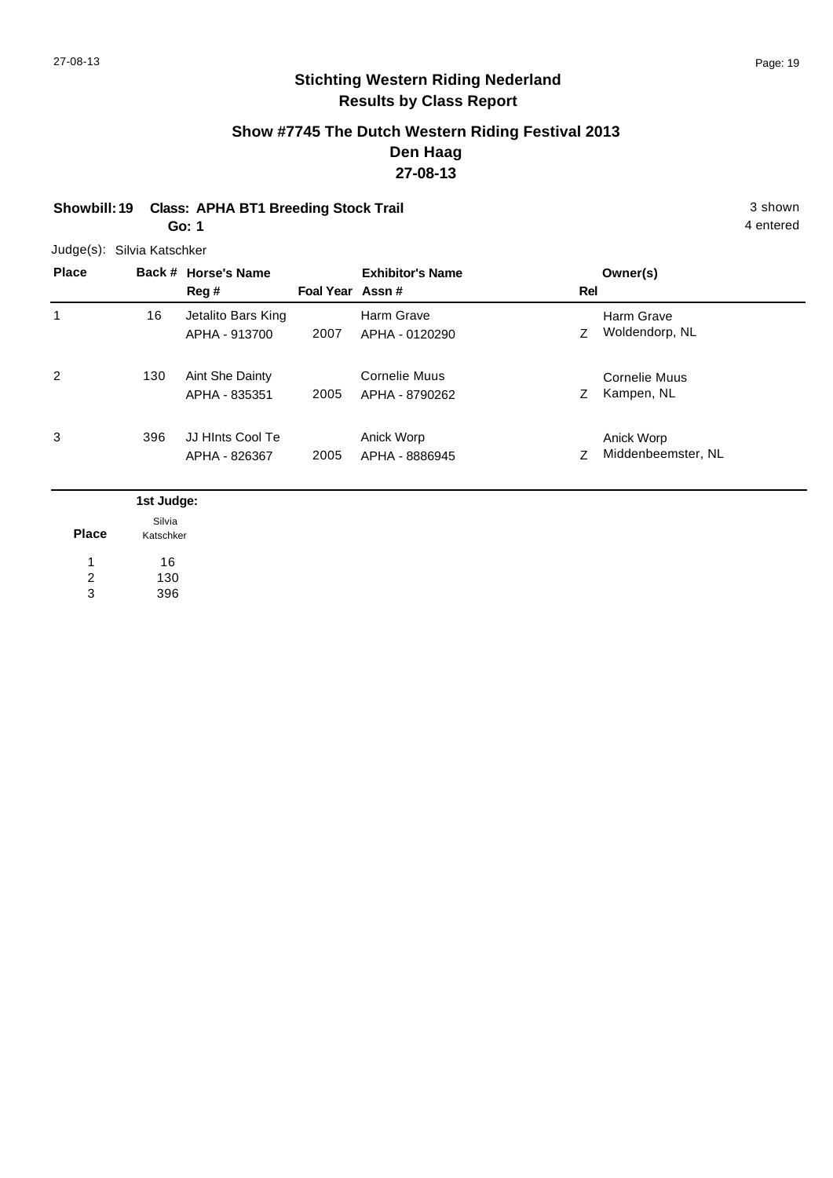## Stichting Western Riding Nederland
## Results by Class Report

### Show #7745 The Dutch Western Riding Festival 2013
### Den Haag
### 27-08-13

**Showbill: 19 Class: APHA BT1 Breeding Stock Trail** — 3 shown, 4 entered

**Go: 1**

Judge(s): Silvia Katschker

| Place | Back # | Horse's Name / Reg # | Foal Year | Exhibitor's Name / Assn # | Rel | Owner(s) |
|---|---|---|---|---|---|---|
| 1 | 16 | Jetalito Bars King<br>APHA - 913700 | 2007 | Harm Grave<br>APHA - 0120290 | Z | Harm Grave<br>Woldendorp, NL |
| 2 | 130 | Aint She Dainty<br>APHA - 835351 | 2005 | Cornelie Muus<br>APHA - 8790262 | Z | Cornelie Muus<br>Kampen, NL |
| 3 | 396 | JJ HInts Cool Te<br>APHA - 826367 | 2005 | Anick Worp<br>APHA - 8886945 | Z | Anick Worp<br>Middenbeemster, NL |

| Place | 1st Judge: Silvia Katschker |
|---|---|
| 1 | 16 |
| 2 | 130 |
| 3 | 396 |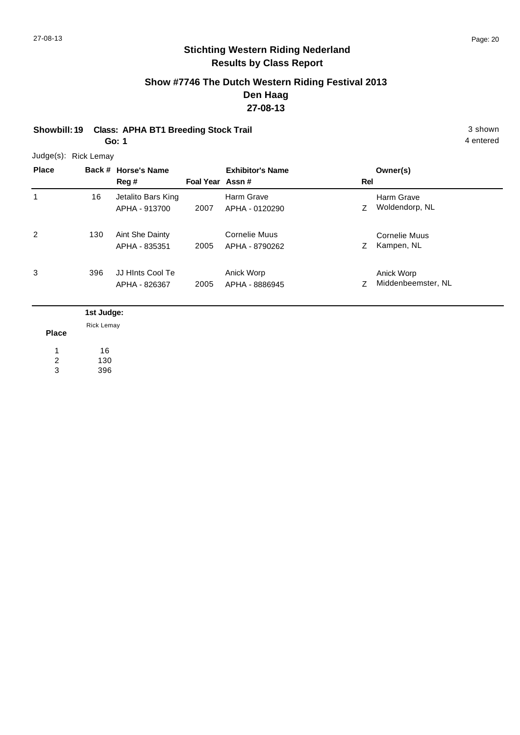## Stichting Western Riding Nederland
## Results by Class Report

### Show #7746 The Dutch Western Riding Festival 2013
### Den Haag
### 27-08-13

**Showbill: 19 Class: APHA BT1 Breeding Stock Trail** 3 shown
**Go: 1** 4 entered

Judge(s): Rick Lemay

| Place | Back # | Horse's Name / Reg # | Foal Year | Exhibitor's Name / Assn # | Rel | Owner(s) |
|---|---|---|---|---|---|---|
| 1 | 16 | Jetalito Bars King<br>APHA - 913700 | 2007 | Harm Grave<br>APHA - 0120290 | Z | Harm Grave<br>Woldendorp, NL |
| 2 | 130 | Aint She Dainty<br>APHA - 835351 | 2005 | Cornelie Muus<br>APHA - 8790262 | Z | Cornelie Muus<br>Kampen, NL |
| 3 | 396 | JJ HInts Cool Te<br>APHA - 826367 | 2005 | Anick Worp<br>APHA - 8886945 | Z | Anick Worp<br>Middenbeemster, NL |

| Place | 1st Judge: Rick Lemay |
|---|---|
| 1 | 16 |
| 2 | 130 |
| 3 | 396 |